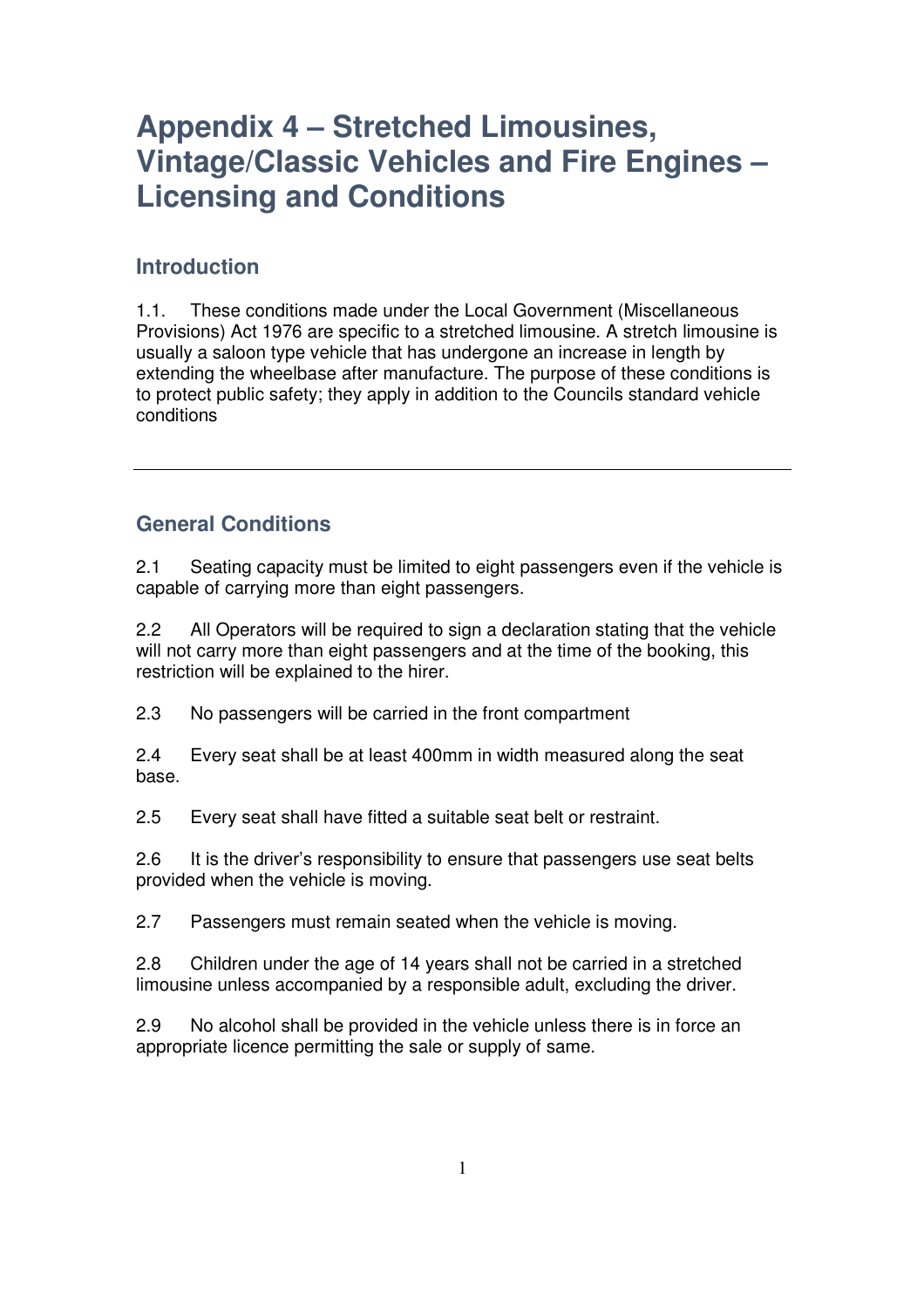# Appendix 4 – Stretched Limousines, Vintage/Classic Vehicles and Fire Engines – Licensing and Conditions

## Introduction

1.1. These conditions made under the Local Government (Miscellaneous Provisions) Act 1976 are specific to a stretched limousine. A stretch limousine is usually a saloon type vehicle that has undergone an increase in length by extending the wheelbase after manufacture. The purpose of these conditions is to protect public safety; they apply in addition to the Councils standard vehicle conditions

---

## General Conditions

2.1 Seating capacity must be limited to eight passengers even if the vehicle is capable of carrying more than eight passengers.

2.2 All Operators will be required to sign a declaration stating that the vehicle will not carry more than eight passengers and at the time of the booking, this restriction will be explained to the hirer.

2.3 No passengers will be carried in the front compartment

2.4 Every seat shall be at least 400mm in width measured along the seat base.

2.5 Every seat shall have fitted a suitable seat belt or restraint.

2.6 It is the driver's responsibility to ensure that passengers use seat belts provided when the vehicle is moving.

2.7 Passengers must remain seated when the vehicle is moving.

2.8 Children under the age of 14 years shall not be carried in a stretched limousine unless accompanied by a responsible adult, excluding the driver.

2.9 No alcohol shall be provided in the vehicle unless there is in force an appropriate licence permitting the sale or supply of same.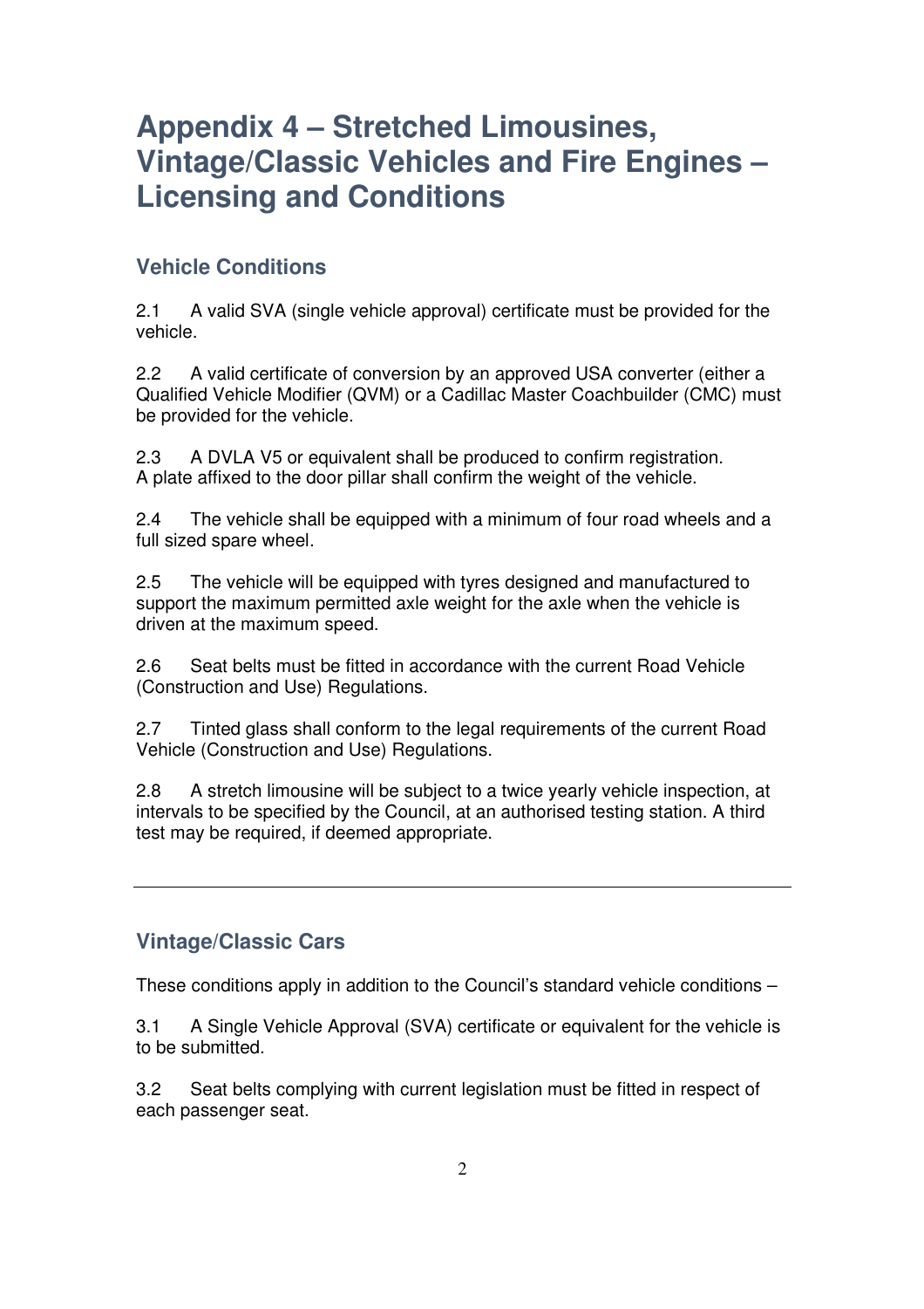# Appendix 4 – Stretched Limousines, Vintage/Classic Vehicles and Fire Engines – Licensing and Conditions

## Vehicle Conditions

2.1 A valid SVA (single vehicle approval) certificate must be provided for the vehicle.

2.2 A valid certificate of conversion by an approved USA converter (either a Qualified Vehicle Modifier (QVM) or a Cadillac Master Coachbuilder (CMC) must be provided for the vehicle.

2.3 A DVLA V5 or equivalent shall be produced to confirm registration. A plate affixed to the door pillar shall confirm the weight of the vehicle.

2.4 The vehicle shall be equipped with a minimum of four road wheels and a full sized spare wheel.

2.5 The vehicle will be equipped with tyres designed and manufactured to support the maximum permitted axle weight for the axle when the vehicle is driven at the maximum speed.

2.6 Seat belts must be fitted in accordance with the current Road Vehicle (Construction and Use) Regulations.

2.7 Tinted glass shall conform to the legal requirements of the current Road Vehicle (Construction and Use) Regulations.

2.8 A stretch limousine will be subject to a twice yearly vehicle inspection, at intervals to be specified by the Council, at an authorised testing station. A third test may be required, if deemed appropriate.

---

## Vintage/Classic Cars

These conditions apply in addition to the Council's standard vehicle conditions –

3.1 A Single Vehicle Approval (SVA) certificate or equivalent for the vehicle is to be submitted.

3.2 Seat belts complying with current legislation must be fitted in respect of each passenger seat.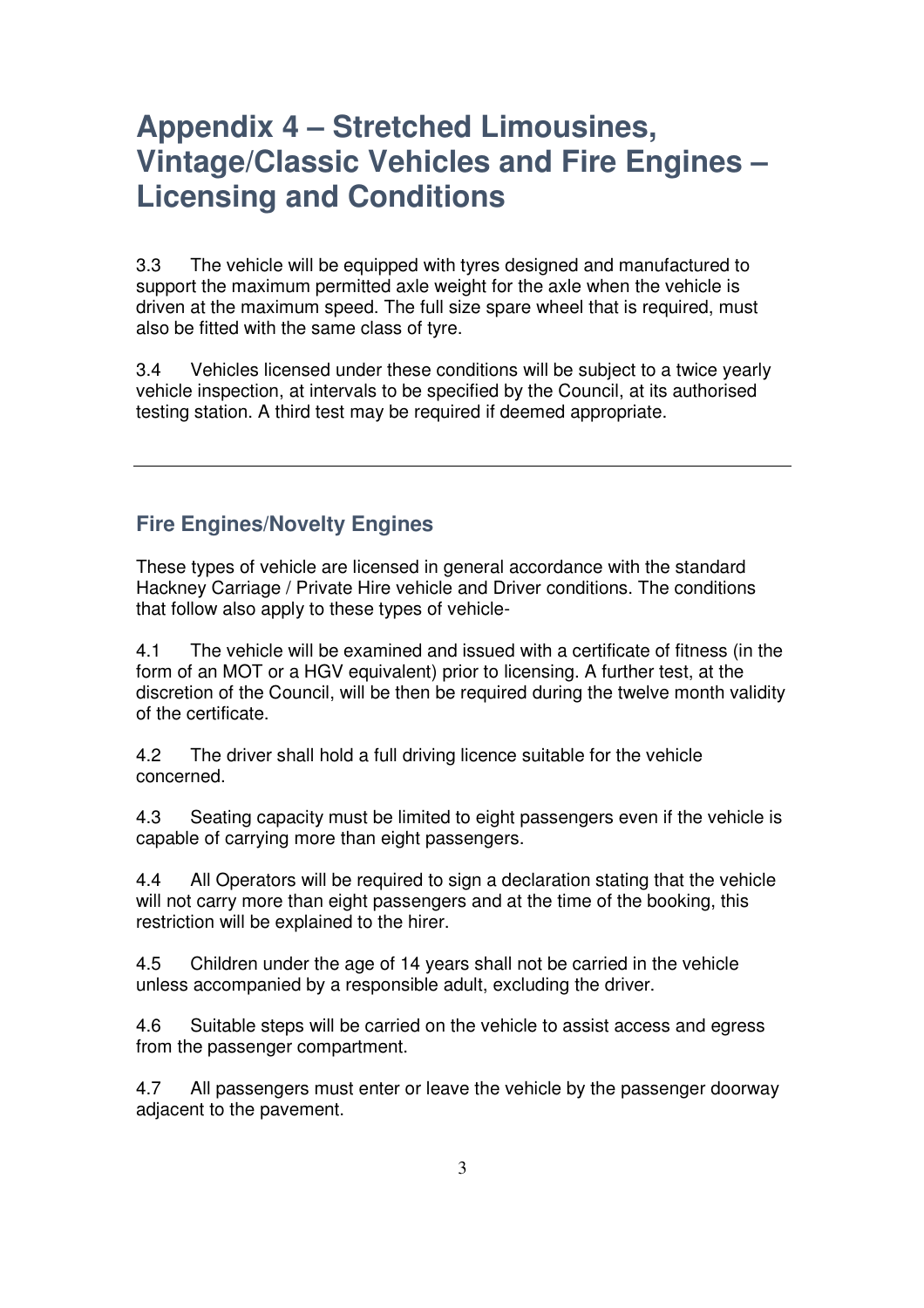# Appendix 4 – Stretched Limousines, Vintage/Classic Vehicles and Fire Engines – Licensing and Conditions

3.3 The vehicle will be equipped with tyres designed and manufactured to support the maximum permitted axle weight for the axle when the vehicle is driven at the maximum speed. The full size spare wheel that is required, must also be fitted with the same class of tyre.

3.4 Vehicles licensed under these conditions will be subject to a twice yearly vehicle inspection, at intervals to be specified by the Council, at its authorised testing station. A third test may be required if deemed appropriate.

---

## Fire Engines/Novelty Engines

These types of vehicle are licensed in general accordance with the standard Hackney Carriage / Private Hire vehicle and Driver conditions. The conditions that follow also apply to these types of vehicle-

4.1 The vehicle will be examined and issued with a certificate of fitness (in the form of an MOT or a HGV equivalent) prior to licensing. A further test, at the discretion of the Council, will be then be required during the twelve month validity of the certificate.

4.2 The driver shall hold a full driving licence suitable for the vehicle concerned.

4.3 Seating capacity must be limited to eight passengers even if the vehicle is capable of carrying more than eight passengers.

4.4 All Operators will be required to sign a declaration stating that the vehicle will not carry more than eight passengers and at the time of the booking, this restriction will be explained to the hirer.

4.5 Children under the age of 14 years shall not be carried in the vehicle unless accompanied by a responsible adult, excluding the driver.

4.6 Suitable steps will be carried on the vehicle to assist access and egress from the passenger compartment.

4.7 All passengers must enter or leave the vehicle by the passenger doorway adjacent to the pavement.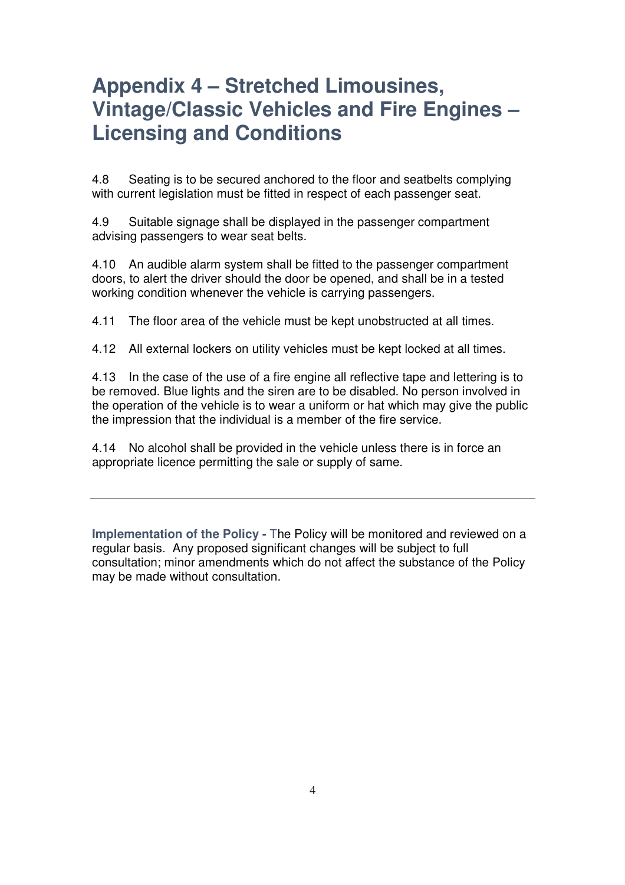# Appendix 4 – Stretched Limousines, Vintage/Classic Vehicles and Fire Engines – Licensing and Conditions

4.8 Seating is to be secured anchored to the floor and seatbelts complying with current legislation must be fitted in respect of each passenger seat.

4.9 Suitable signage shall be displayed in the passenger compartment advising passengers to wear seat belts.

4.10 An audible alarm system shall be fitted to the passenger compartment doors, to alert the driver should the door be opened, and shall be in a tested working condition whenever the vehicle is carrying passengers.

4.11 The floor area of the vehicle must be kept unobstructed at all times.

4.12 All external lockers on utility vehicles must be kept locked at all times.

4.13 In the case of the use of a fire engine all reflective tape and lettering is to be removed. Blue lights and the siren are to be disabled. No person involved in the operation of the vehicle is to wear a uniform or hat which may give the public the impression that the individual is a member of the fire service.

4.14 No alcohol shall be provided in the vehicle unless there is in force an appropriate licence permitting the sale or supply of same.

---

**Implementation of the Policy -** The Policy will be monitored and reviewed on a regular basis. Any proposed significant changes will be subject to full consultation; minor amendments which do not affect the substance of the Policy may be made without consultation.